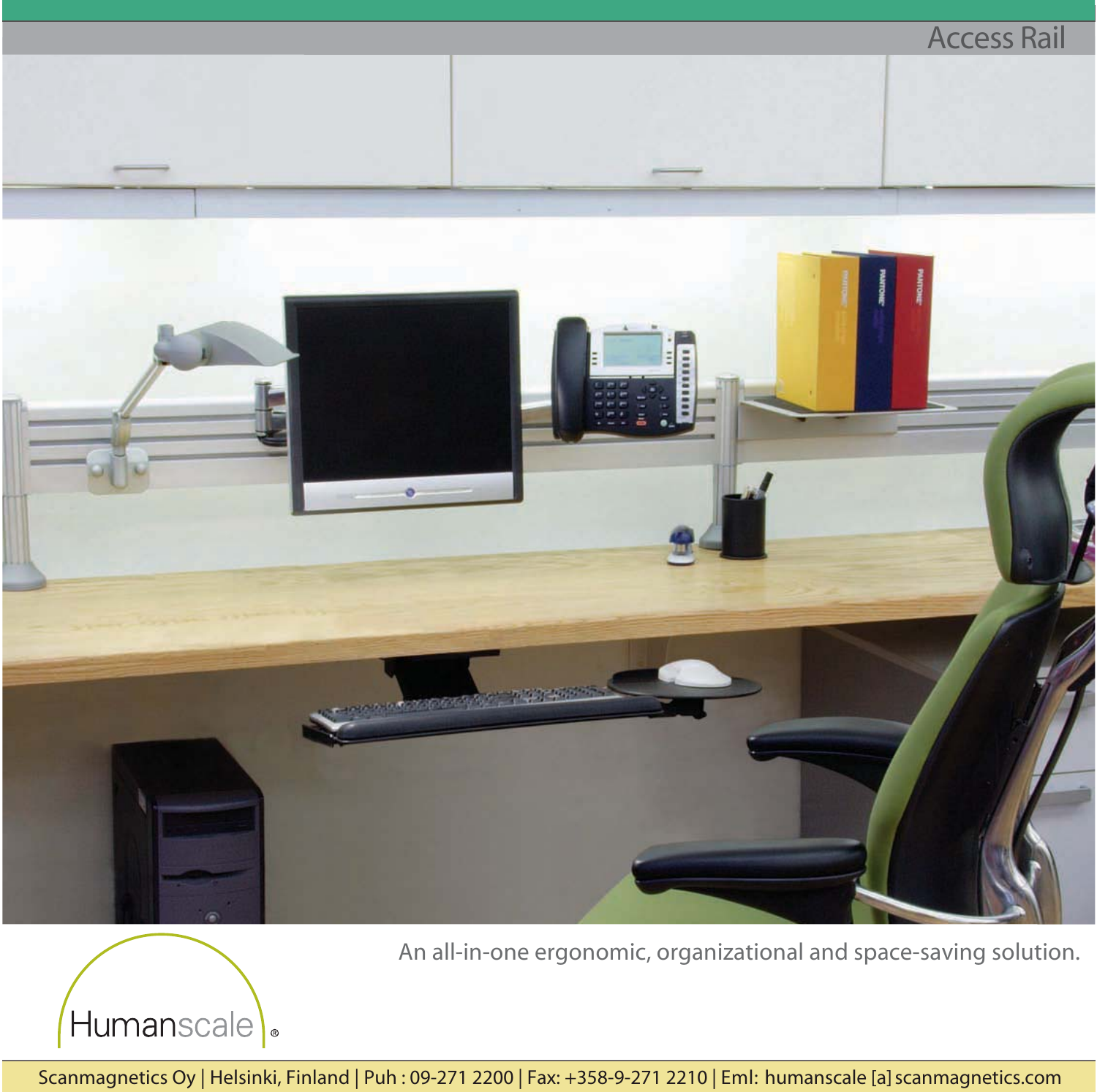# Access Rail

An all-in-one ergonomic, organizational and space-saving solution.

Humanscale®

Scanmagnetics Oy | Helsinki, Finland | Puh : 09-271 2200 | Fax: +358-9-271 2210 | Eml: humanscale [a] scanmagnetics.com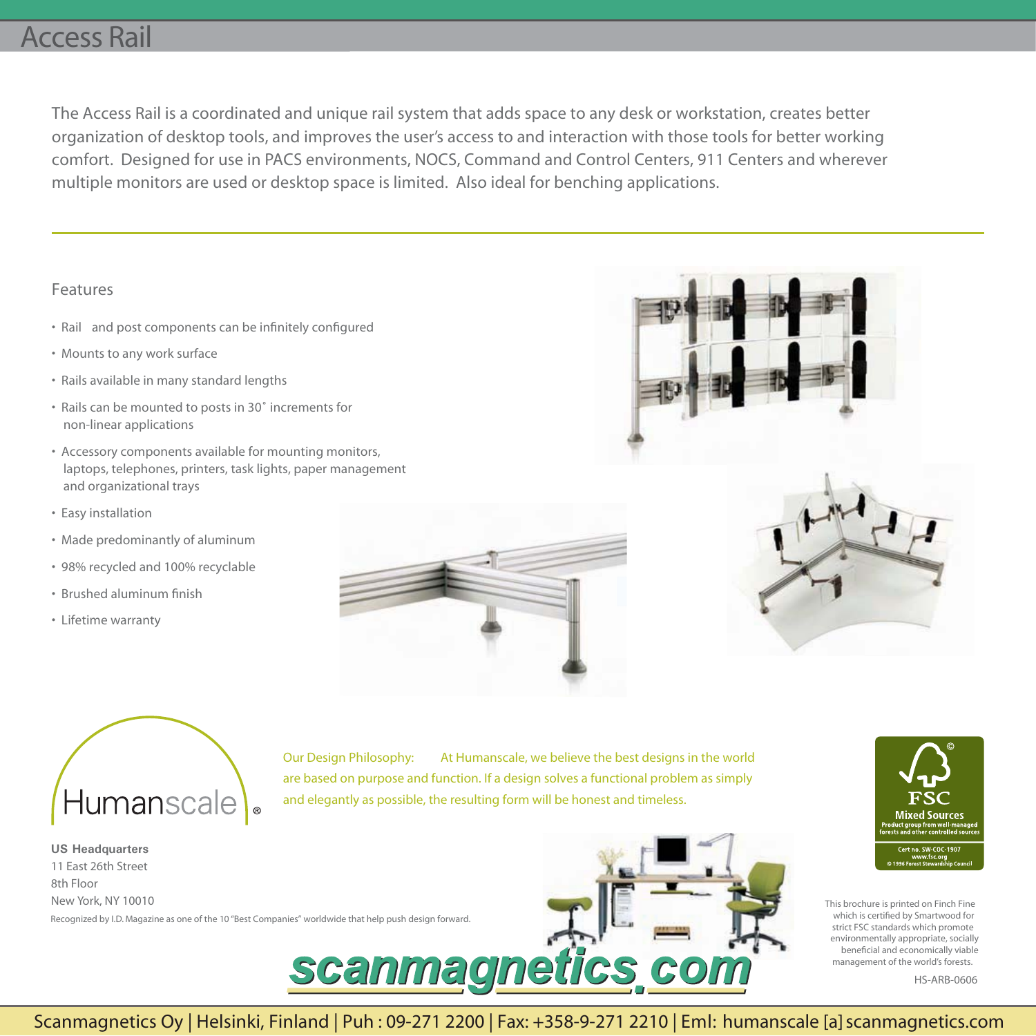# Access Rail

The Access Rail is a coordinated and unique rail system that adds space to any desk or workstation, creates better organization of desktop tools, and improves the user's access to and interaction with those tools for better working comfort. Designed for use in PACS environments, NOCS, Command and Control Centers, 911 Centers and wherever multiple monitors are used or desktop space is limited. Also ideal for benching applications.

## Features

- Rail and post components can be infinitely configured
- Mounts to any work surface
- Rails available in many standard lengths
- Rails can be mounted to posts in 30˚ increments for non-linear applications
- Accessory components available for mounting monitors, laptops, telephones, printers, task lights, paper management and organizational trays
- Easy installation
- Made predominantly of aluminum
- 98% recycled and 100% recyclable
- Brushed aluminum finish
- Lifetime warranty

Humanscale®

Our Design Philosophy: At Humanscale, we believe the best designs in the world are based on purpose and function. If a design solves a functional problem as simply and elegantly as possible, the resulting form will be honest and timeless.

**US Headquarters**
11 East 26th Street
8th Floor
New York, NY 10010

Recognized by I.D. Magazine as one of the 10 "Best Companies" worldwide that help push design forward.

FSC
Mixed Sources
Product group from well-managed forests and other controlled sources
Cert no. SW-COC-1907
www.fsc.org
© 1996 Forest Stewardship Council

This brochure is printed on Finch Fine which is certified by Smartwood for strict FSC standards which promote environmentally appropriate, socially beneficial and economically viable management of the world's forests.

HS-ARB-0606

scanmagnetics.com

Scanmagnetics Oy | Helsinki, Finland | Puh : 09-271 2200 | Fax: +358-9-271 2210 | Eml: humanscale [a] scanmagnetics.com